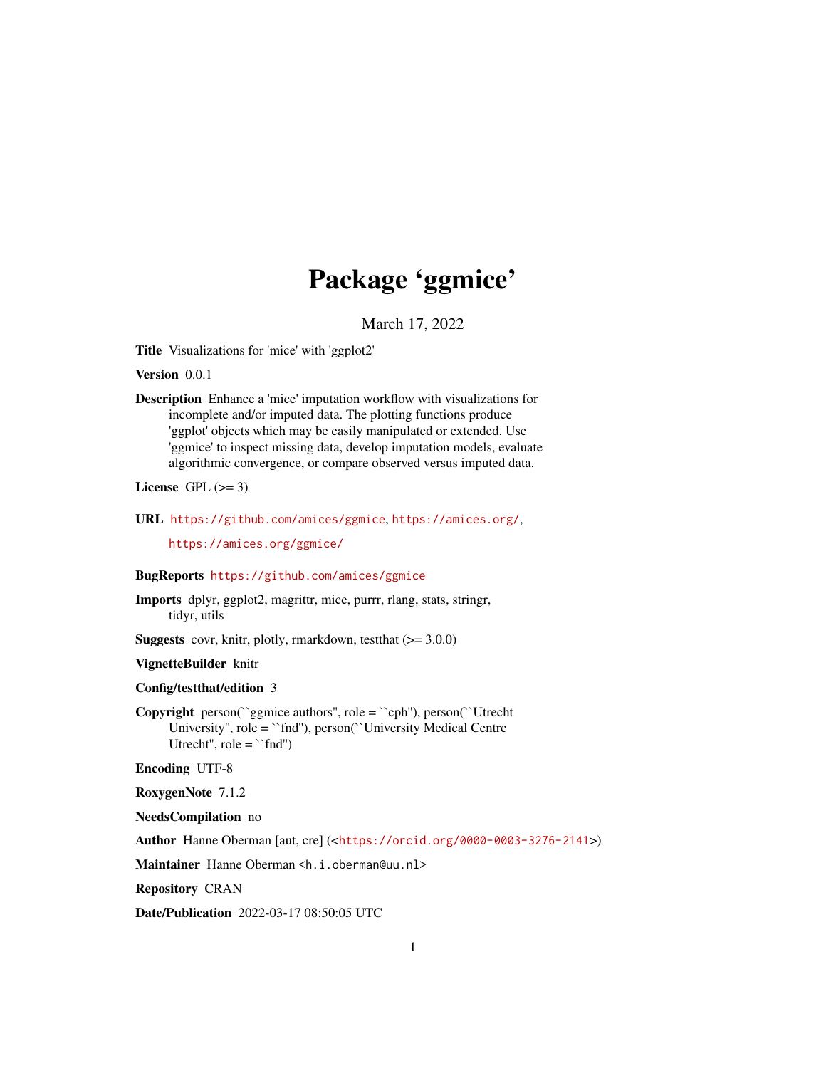# Package 'ggmice'

March 17, 2022

**Title** Visualizations for 'mice' with 'ggplot2'

**Version** 0.0.1

**Description** Enhance a 'mice' imputation workflow with visualizations for incomplete and/or imputed data. The plotting functions produce 'ggplot' objects which may be easily manipulated or extended. Use 'ggmice' to inspect missing data, develop imputation models, evaluate algorithmic convergence, or compare observed versus imputed data.

**License** GPL (>= 3)

**URL** https://github.com/amices/ggmice, https://amices.org/, https://amices.org/ggmice/

**BugReports** https://github.com/amices/ggmice

**Imports** dplyr, ggplot2, magrittr, mice, purrr, rlang, stats, stringr, tidyr, utils

**Suggests** covr, knitr, plotly, rmarkdown, testthat (>= 3.0.0)

**VignetteBuilder** knitr

**Config/testthat/edition** 3

**Copyright** person(``ggmice authors'', role = ``cph''), person(``Utrecht University'', role = ``fnd''), person(``University Medical Centre Utrecht'', role = ``fnd'')

**Encoding** UTF-8

**RoxygenNote** 7.1.2

**NeedsCompilation** no

**Author** Hanne Oberman [aut, cre] (<https://orcid.org/0000-0003-3276-2141>)

**Maintainer** Hanne Oberman <h.i.oberman@uu.nl>

**Repository** CRAN

**Date/Publication** 2022-03-17 08:50:05 UTC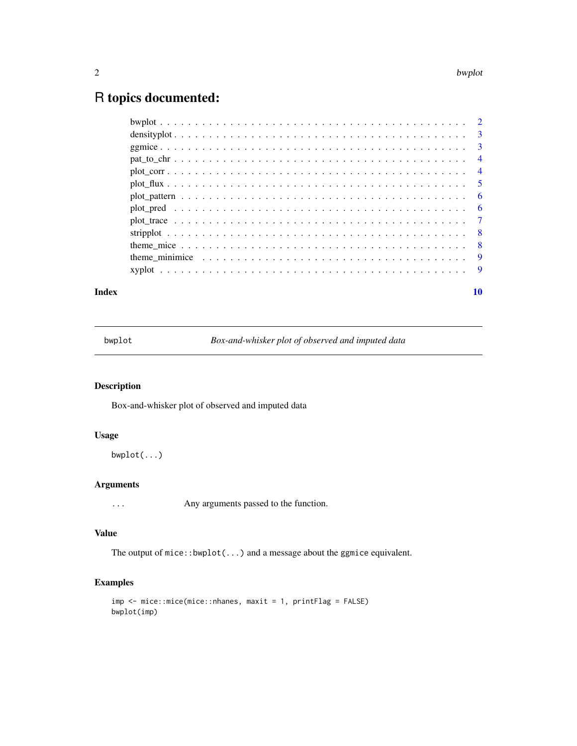# R topics documented:

| | |
|---|---|
| bwplot | 2 |
| densityplot | 3 |
| ggmice | 3 |
| pat_to_chr | 4 |
| plot_corr | 4 |
| plot_flux | 5 |
| plot_pattern | 6 |
| plot_pred | 6 |
| plot_trace | 7 |
| stripplot | 8 |
| theme_mice | 8 |
| theme_minimice | 9 |
| xyplot | 9 |

**Index** 10

---

## bwplot — *Box-and-whisker plot of observed and imputed data*

### Description

Box-and-whisker plot of observed and imputed data

### Usage

```
bwplot(...)
```

### Arguments

`...` Any arguments passed to the function.

### Value

The output of `mice::bwplot(...)` and a message about the `ggmice` equivalent.

### Examples

```
imp <- mice::mice(mice::nhanes, maxit = 1, printFlag = FALSE)
bwplot(imp)
```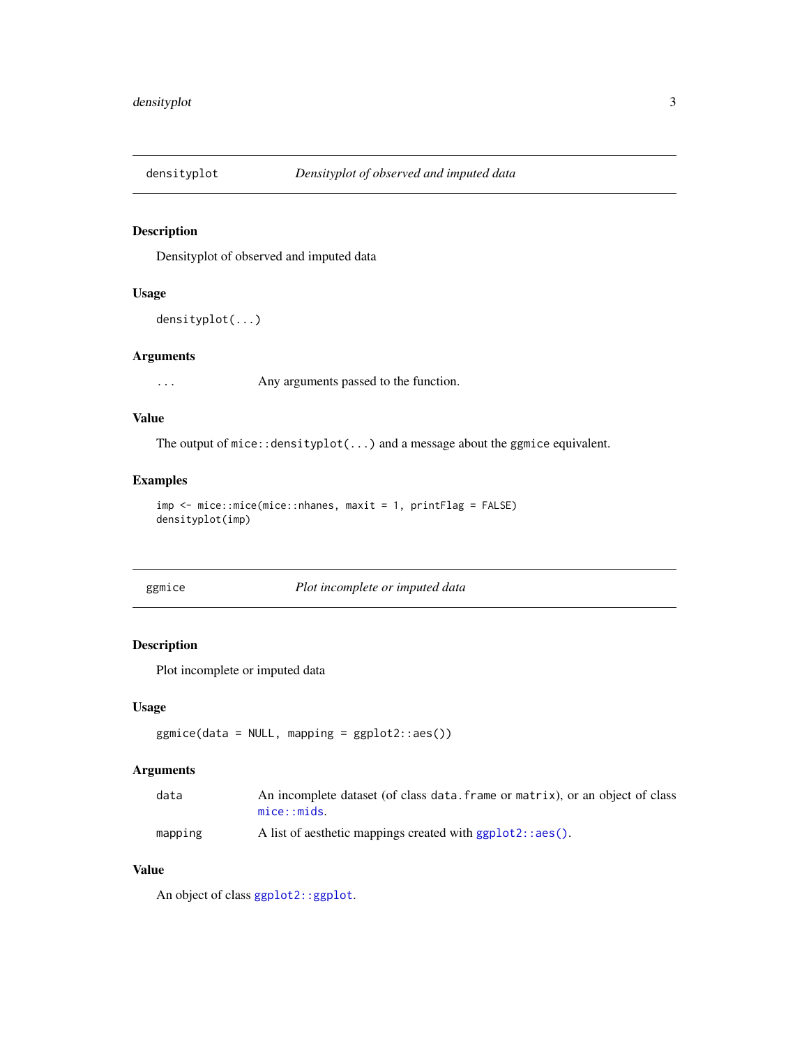## densityplot — *Densityplot of observed and imputed data*

### Description

Densityplot of observed and imputed data

### Usage

```
densityplot(...)
```

### Arguments

| | |
|---|---|
| `...` | Any arguments passed to the function. |

### Value

The output of `mice::densityplot(...)` and a message about the `ggmice` equivalent.

### Examples

```
imp <- mice::mice(mice::nhanes, maxit = 1, printFlag = FALSE)
densityplot(imp)
```

## ggmice — *Plot incomplete or imputed data*

### Description

Plot incomplete or imputed data

### Usage

```
ggmice(data = NULL, mapping = ggplot2::aes())
```

### Arguments

| | |
|---|---|
| `data` | An incomplete dataset (of class `data.frame` or `matrix`), or an object of class `mice::mids`. |
| `mapping` | A list of aesthetic mappings created with `ggplot2::aes()`. |

### Value

An object of class `ggplot2::ggplot`.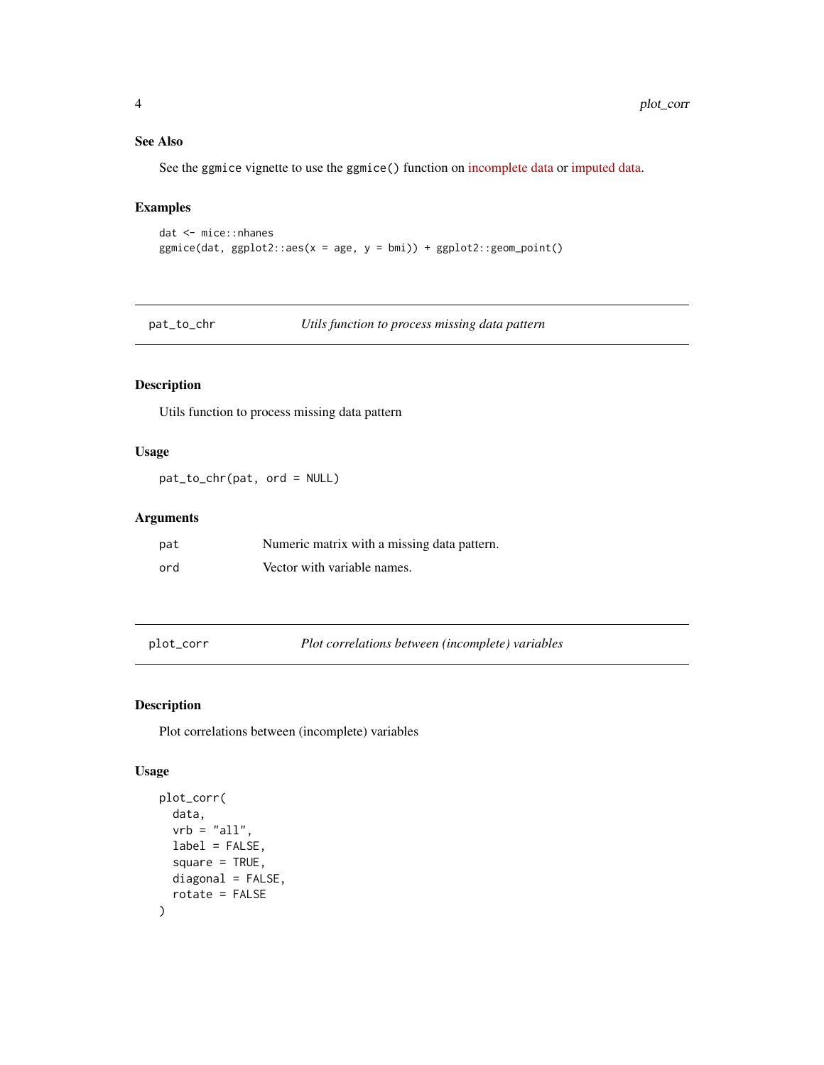### See Also

See the `ggmice` vignette to use the `ggmice()` function on incomplete data or imputed data.

### Examples

```
dat <- mice::nhanes
ggmice(dat, ggplot2::aes(x = age, y = bmi)) + ggplot2::geom_point()
```

---

## pat_to_chr — *Utils function to process missing data pattern*

---

### Description

Utils function to process missing data pattern

### Usage

```
pat_to_chr(pat, ord = NULL)
```

### Arguments

| | |
|---|---|
| `pat` | Numeric matrix with a missing data pattern. |
| `ord` | Vector with variable names. |

---

## plot_corr — *Plot correlations between (incomplete) variables*

---

### Description

Plot correlations between (incomplete) variables

### Usage

```
plot_corr(
  data,
  vrb = "all",
  label = FALSE,
  square = TRUE,
  diagonal = FALSE,
  rotate = FALSE
)
```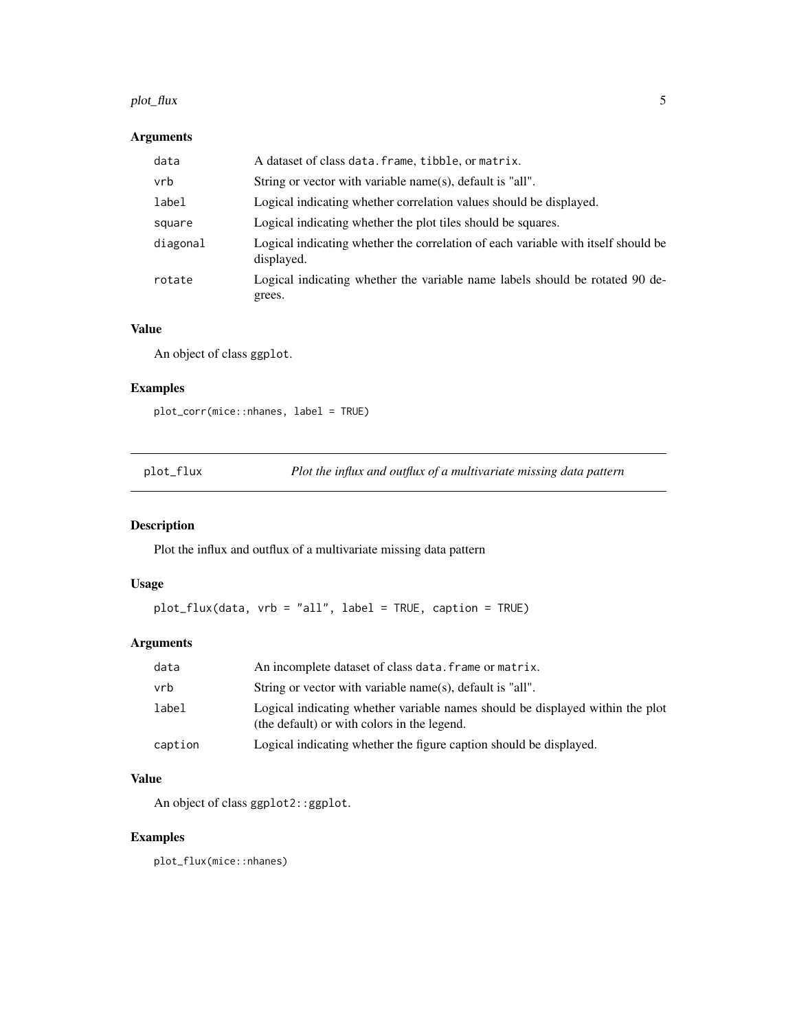### Arguments

| | |
|---|---|
| data | A dataset of class `data.frame`, `tibble`, or `matrix`. |
| vrb | String or vector with variable name(s), default is "all". |
| label | Logical indicating whether correlation values should be displayed. |
| square | Logical indicating whether the plot tiles should be squares. |
| diagonal | Logical indicating whether the correlation of each variable with itself should be displayed. |
| rotate | Logical indicating whether the variable name labels should be rotated 90 degrees. |

### Value

An object of class `ggplot`.

### Examples

```
plot_corr(mice::nhanes, label = TRUE)
```

---

## plot_flux — *Plot the influx and outflux of a multivariate missing data pattern*

### Description

Plot the influx and outflux of a multivariate missing data pattern

### Usage

```
plot_flux(data, vrb = "all", label = TRUE, caption = TRUE)
```

### Arguments

| | |
|---|---|
| data | An incomplete dataset of class `data.frame` or `matrix`. |
| vrb | String or vector with variable name(s), default is "all". |
| label | Logical indicating whether variable names should be displayed within the plot (the default) or with colors in the legend. |
| caption | Logical indicating whether the figure caption should be displayed. |

### Value

An object of class `ggplot2::ggplot`.

### Examples

```
plot_flux(mice::nhanes)
```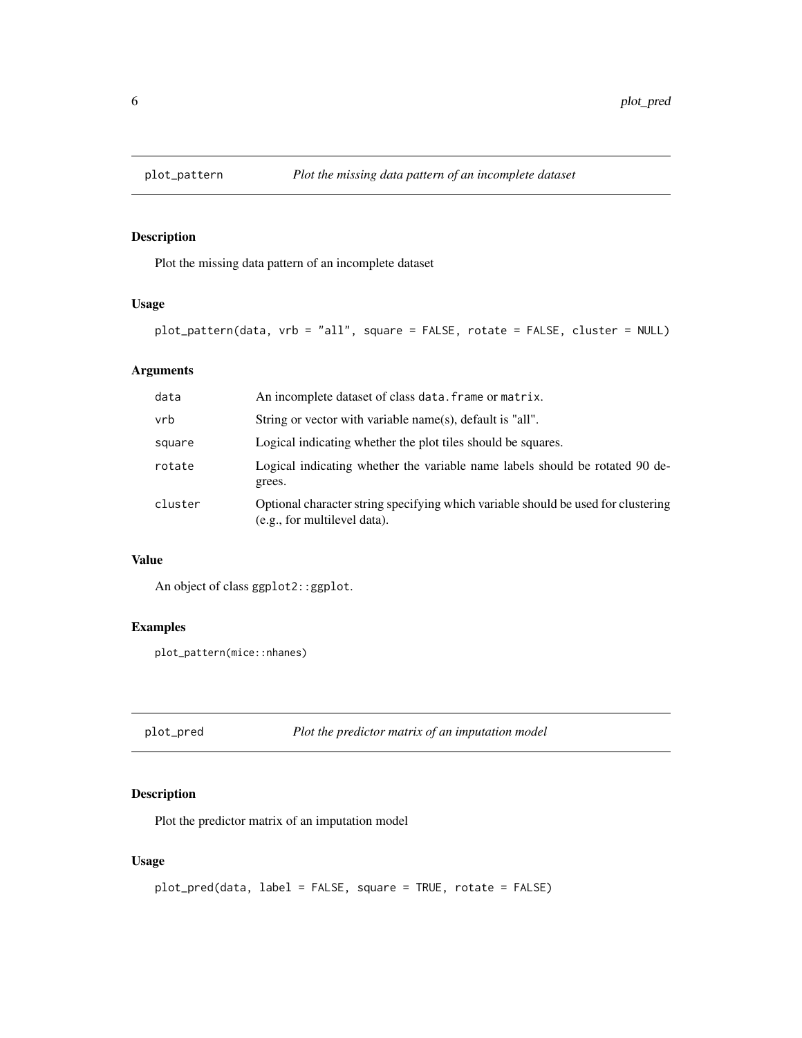## plot_pattern    *Plot the missing data pattern of an incomplete dataset*

### Description

Plot the missing data pattern of an incomplete dataset

### Usage

```
plot_pattern(data, vrb = "all", square = FALSE, rotate = FALSE, cluster = NULL)
```

### Arguments

| | |
|---|---|
| data | An incomplete dataset of class `data.frame` or `matrix`. |
| vrb | String or vector with variable name(s), default is "all". |
| square | Logical indicating whether the plot tiles should be squares. |
| rotate | Logical indicating whether the variable name labels should be rotated 90 degrees. |
| cluster | Optional character string specifying which variable should be used for clustering (e.g., for multilevel data). |

### Value

An object of class `ggplot2::ggplot`.

### Examples

```
plot_pattern(mice::nhanes)
```

## plot_pred    *Plot the predictor matrix of an imputation model*

### Description

Plot the predictor matrix of an imputation model

### Usage

```
plot_pred(data, label = FALSE, square = TRUE, rotate = FALSE)
```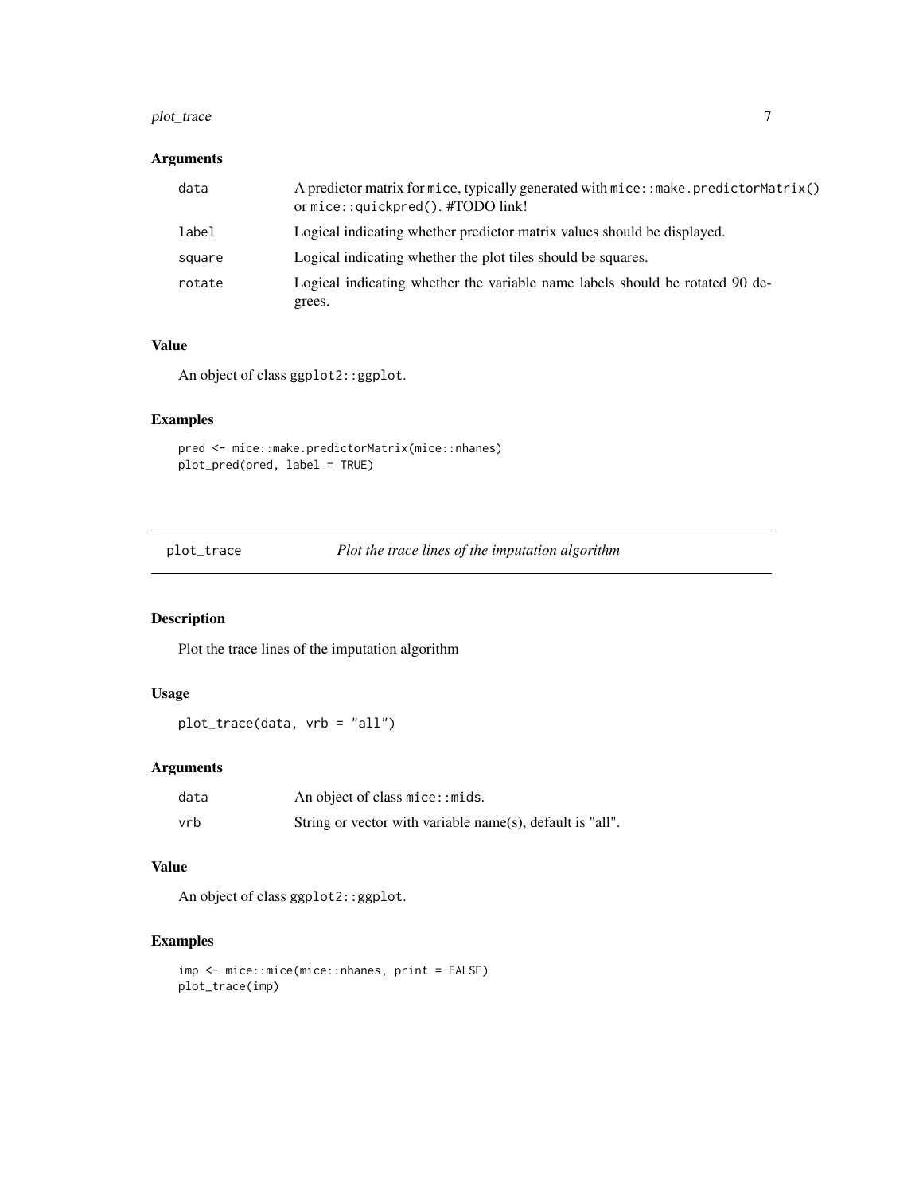### Arguments

| | |
|---|---|
| data | A predictor matrix for mice, typically generated with mice::make.predictorMatrix() or mice::quickpred(). #TODO link! |
| label | Logical indicating whether predictor matrix values should be displayed. |
| square | Logical indicating whether the plot tiles should be squares. |
| rotate | Logical indicating whether the variable name labels should be rotated 90 degrees. |

### Value

An object of class ggplot2::ggplot.

### Examples

```
pred <- mice::make.predictorMatrix(mice::nhanes)
plot_pred(pred, label = TRUE)
```

---

## plot_trace — *Plot the trace lines of the imputation algorithm*

---

### Description

Plot the trace lines of the imputation algorithm

### Usage

```
plot_trace(data, vrb = "all")
```

### Arguments

| | |
|---|---|
| data | An object of class mice::mids. |
| vrb | String or vector with variable name(s), default is "all". |

### Value

An object of class ggplot2::ggplot.

### Examples

```
imp <- mice::mice(mice::nhanes, print = FALSE)
plot_trace(imp)
```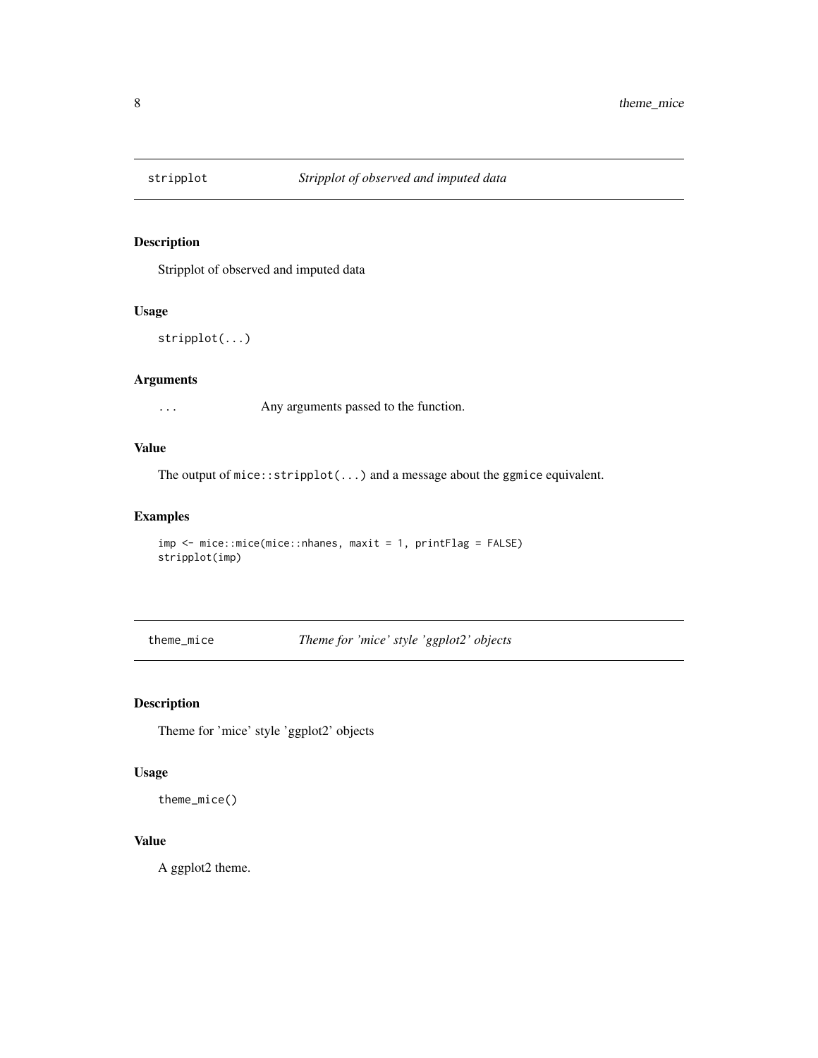## stripplot — *Stripplot of observed and imputed data*

### Description

Stripplot of observed and imputed data

### Usage

```
stripplot(...)
```

### Arguments

| | |
|---|---|
| ... | Any arguments passed to the function. |

### Value

The output of `mice::stripplot(...)` and a message about the `ggmice` equivalent.

### Examples

```
imp <- mice::mice(mice::nhanes, maxit = 1, printFlag = FALSE)
stripplot(imp)
```

## theme_mice — *Theme for 'mice' style 'ggplot2' objects*

### Description

Theme for 'mice' style 'ggplot2' objects

### Usage

```
theme_mice()
```

### Value

A ggplot2 theme.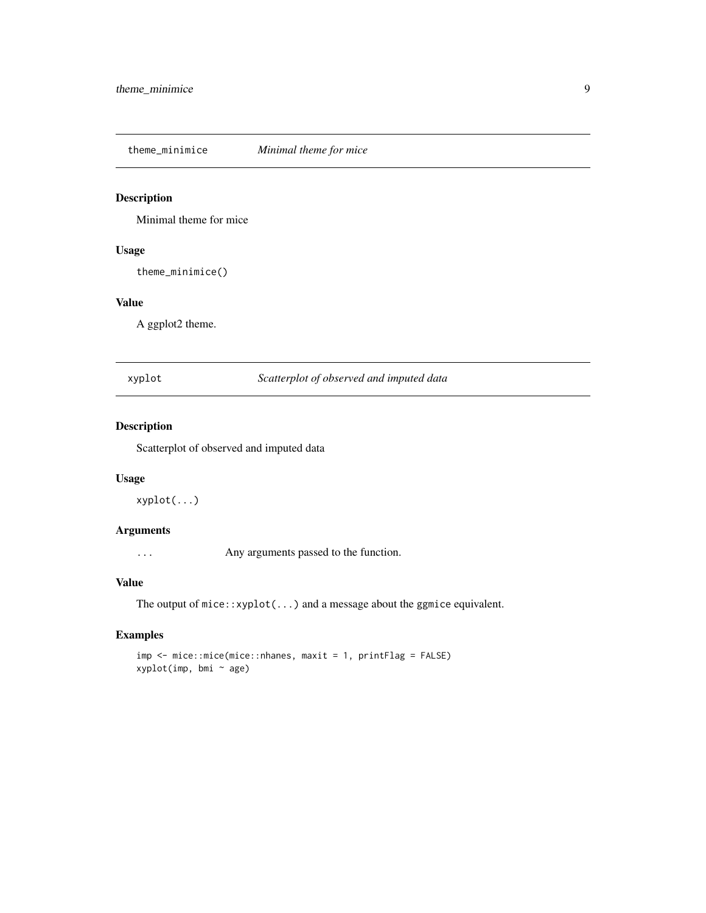## theme_minimice *Minimal theme for mice*

### Description

Minimal theme for mice

### Usage

```
theme_minimice()
```

### Value

A ggplot2 theme.

## xyplot *Scatterplot of observed and imputed data*

### Description

Scatterplot of observed and imputed data

### Usage

```
xyplot(...)
```

### Arguments

| | |
|---|---|
| ... | Any arguments passed to the function. |

### Value

The output of `mice::xyplot(...)` and a message about the `ggmice` equivalent.

### Examples

```
imp <- mice::mice(mice::nhanes, maxit = 1, printFlag = FALSE)
xyplot(imp, bmi ~ age)
```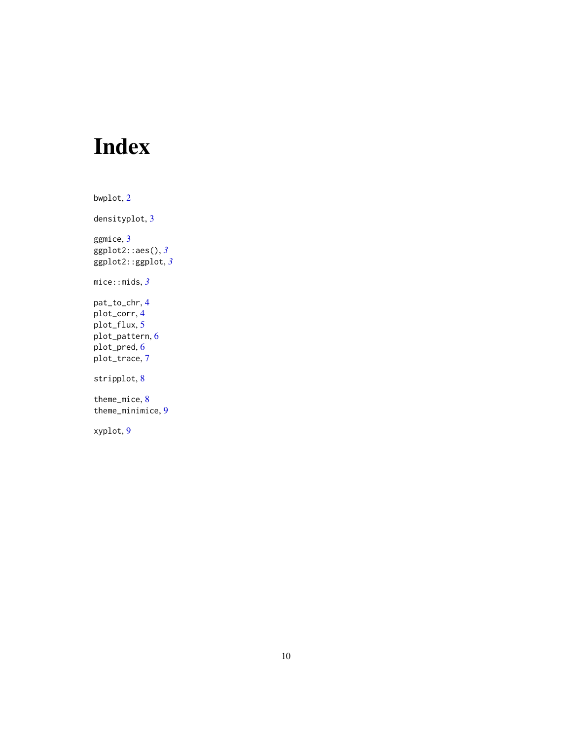# Index

bwplot, 2

densityplot, 3

ggmice, 3
ggplot2::aes(), *3*
ggplot2::ggplot, *3*

mice::mids, *3*

pat_to_chr, 4
plot_corr, 4
plot_flux, 5
plot_pattern, 6
plot_pred, 6
plot_trace, 7

stripplot, 8

theme_mice, 8
theme_minimice, 9

xyplot, 9